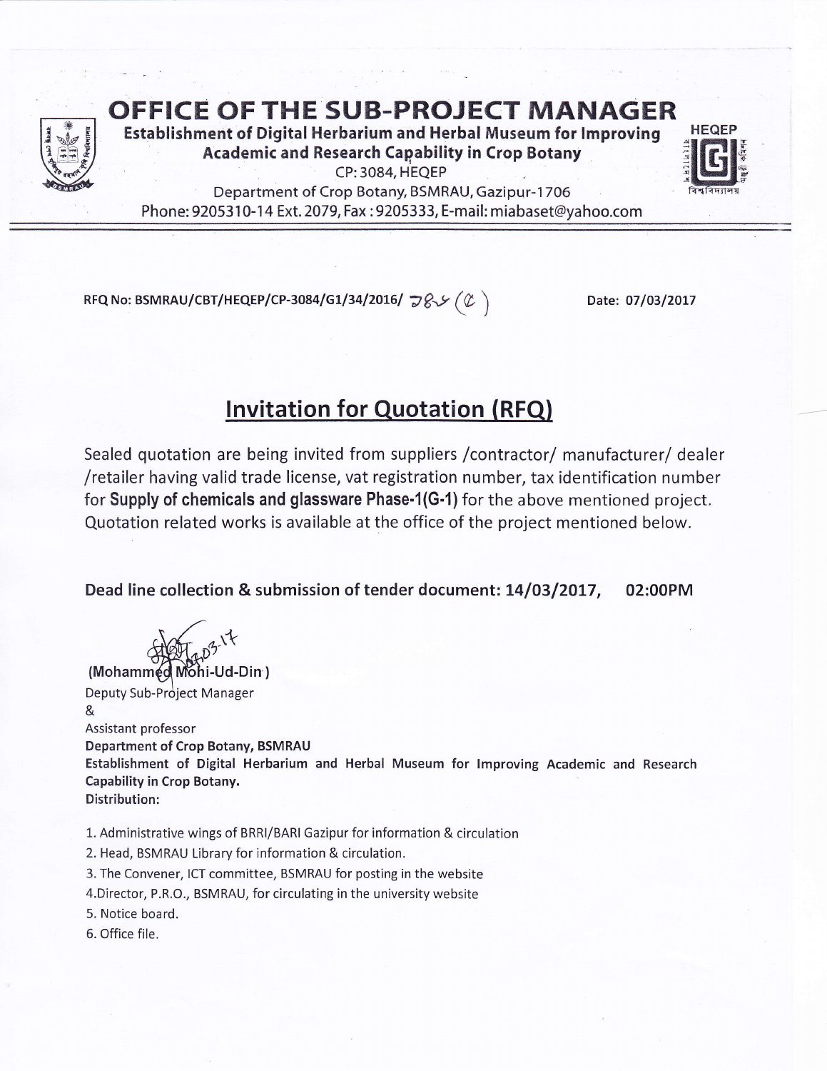# OFFICE OF THE SUB-PROJECT MANAGER

**Establishment of Digital Herbarium and Herbal Museum for Improving Academic and Research Capability in Crop Botany**

CP: 3084, HEQEP

Department of Crop Botany, BSMRAU, Gazipur-1706

Phone: 9205310-14 Ext. 2079, Fax : 9205333, E-mail: miabaset@yahoo.com

---

**RFQ No: BSMRAU/CBT/HEQEP/CP-3084/G1/34/2016/ ৭৪৮ (৫)** **Date: 07/03/2017**

## Invitation for Quotation (RFQ)

Sealed quotation are being invited from suppliers /contractor/ manufacturer/ dealer /retailer having valid trade license, vat registration number, tax identification number for **Supply of chemicals and glassware Phase-1(G-1)** for the above mentioned project. Quotation related works is available at the office of the project mentioned below.

**Dead line collection & submission of tender document: 14/03/2017, 02:00PM**

(Mohammed Mohi-Ud-Din)

Deputy Sub-Project Manager

&

Assistant professor

**Department of Crop Botany, BSMRAU**

**Establishment of Digital Herbarium and Herbal Museum for Improving Academic and Research Capability in Crop Botany.**

**Distribution:**

1. Administrative wings of BRRI/BARI Gazipur for information & circulation
2. Head, BSMRAU Library for information & circulation.
3. The Convener, ICT committee, BSMRAU for posting in the website
4. Director, P.R.O., BSMRAU, for circulating in the university website
5. Notice board.
6. Office file.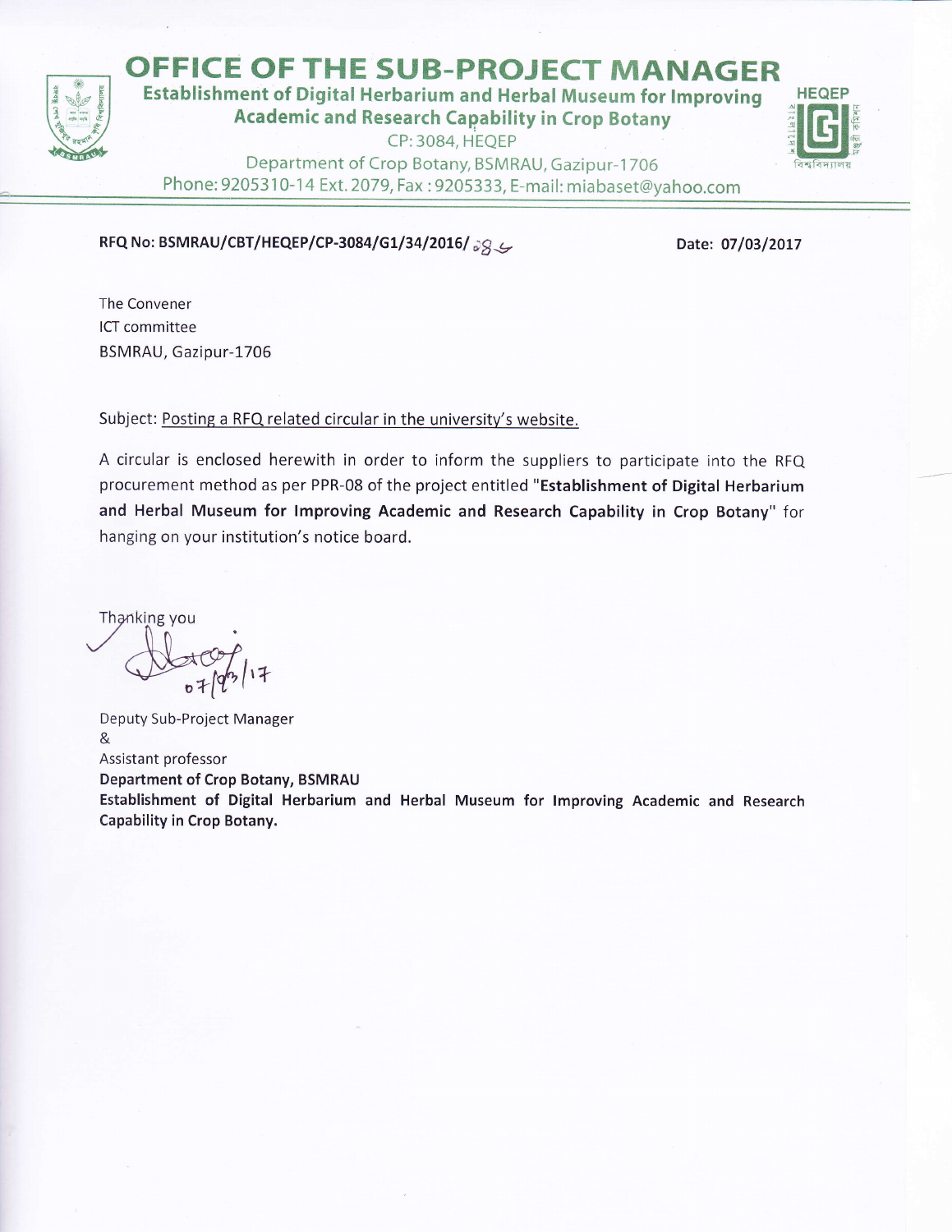# OFFICE OF THE SUB-PROJECT MANAGER

**Establishment of Digital Herbarium and Herbal Museum for Improving Academic and Research Capability in Crop Botany**

CP: 3084, HEQEP

Department of Crop Botany, BSMRAU, Gazipur-1706

Phone: 9205310-14 Ext. 2079, Fax : 9205333, E-mail: miabaset@yahoo.com

HEQEP

---

**RFQ No: BSMRAU/CBT/HEQEP/CP-3084/G1/34/2016/ 08** **Date: 07/03/2017**

The Convener
ICT committee
BSMRAU, Gazipur-1706

Subject: Posting a RFQ related circular in the university's website.

A circular is enclosed herewith in order to inform the suppliers to participate into the RFQ procurement method as per PPR-08 of the project entitled "**Establishment of Digital Herbarium and Herbal Museum for Improving Academic and Research Capability in Crop Botany**" for hanging on your institution's notice board.

Thanking you

07/03/17

Deputy Sub-Project Manager
&
Assistant professor
**Department of Crop Botany, BSMRAU**
**Establishment of Digital Herbarium and Herbal Museum for Improving Academic and Research Capability in Crop Botany.**